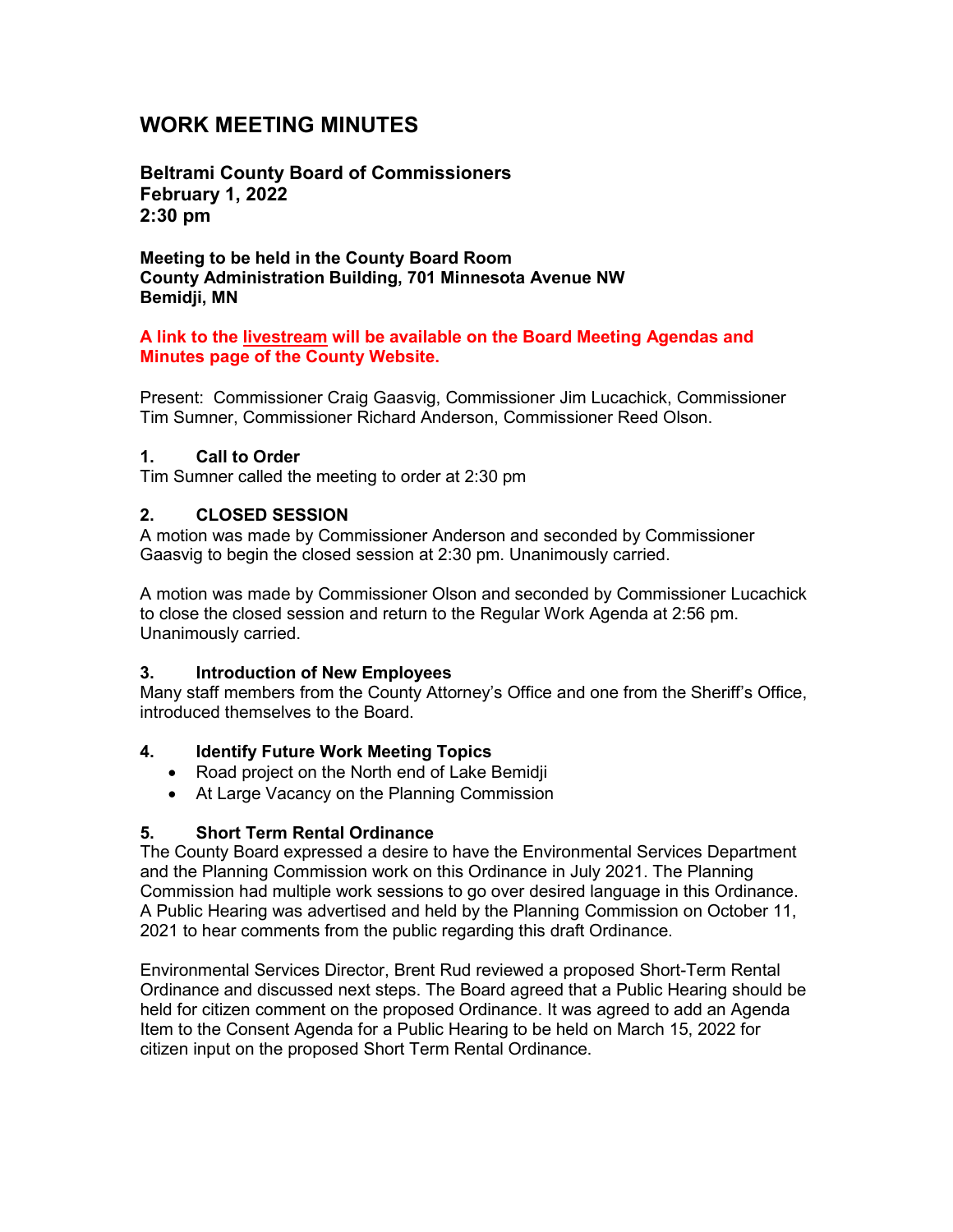# WORK MEETING MINUTES

**Beltrami County Board of Commissioners**
**February 1, 2022**
**2:30 pm**

**Meeting to be held in the County Board Room**
**County Administration Building, 701 Minnesota Avenue NW**
**Bemidji, MN**

**A link to the livestream will be available on the Board Meeting Agendas and Minutes page of the County Website.**

Present: Commissioner Craig Gaasvig, Commissioner Jim Lucachick, Commissioner Tim Sumner, Commissioner Richard Anderson, Commissioner Reed Olson.

### 1. Call to Order

Tim Sumner called the meeting to order at 2:30 pm

### 2. CLOSED SESSION

A motion was made by Commissioner Anderson and seconded by Commissioner Gaasvig to begin the closed session at 2:30 pm. Unanimously carried.

A motion was made by Commissioner Olson and seconded by Commissioner Lucachick to close the closed session and return to the Regular Work Agenda at 2:56 pm. Unanimously carried.

### 3. Introduction of New Employees

Many staff members from the County Attorney's Office and one from the Sheriff's Office, introduced themselves to the Board.

### 4. Identify Future Work Meeting Topics

- Road project on the North end of Lake Bemidji
- At Large Vacancy on the Planning Commission

### 5. Short Term Rental Ordinance

The County Board expressed a desire to have the Environmental Services Department and the Planning Commission work on this Ordinance in July 2021. The Planning Commission had multiple work sessions to go over desired language in this Ordinance. A Public Hearing was advertised and held by the Planning Commission on October 11, 2021 to hear comments from the public regarding this draft Ordinance.

Environmental Services Director, Brent Rud reviewed a proposed Short-Term Rental Ordinance and discussed next steps. The Board agreed that a Public Hearing should be held for citizen comment on the proposed Ordinance. It was agreed to add an Agenda Item to the Consent Agenda for a Public Hearing to be held on March 15, 2022 for citizen input on the proposed Short Term Rental Ordinance.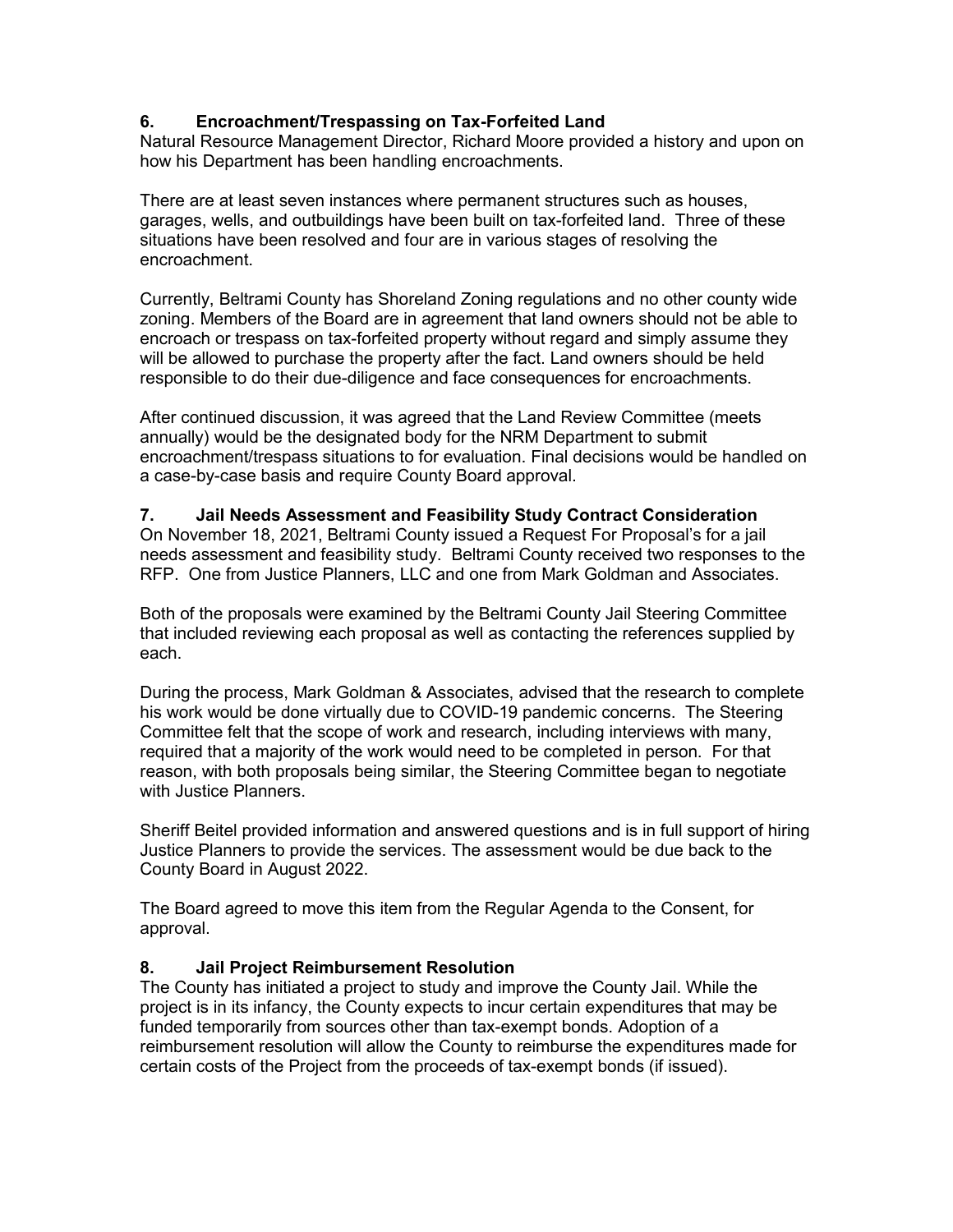**6. Encroachment/Trespassing on Tax-Forfeited Land**

Natural Resource Management Director, Richard Moore provided a history and upon on how his Department has been handling encroachments.

There are at least seven instances where permanent structures such as houses, garages, wells, and outbuildings have been built on tax-forfeited land. Three of these situations have been resolved and four are in various stages of resolving the encroachment.

Currently, Beltrami County has Shoreland Zoning regulations and no other county wide zoning. Members of the Board are in agreement that land owners should not be able to encroach or trespass on tax-forfeited property without regard and simply assume they will be allowed to purchase the property after the fact. Land owners should be held responsible to do their due-diligence and face consequences for encroachments.

After continued discussion, it was agreed that the Land Review Committee (meets annually) would be the designated body for the NRM Department to submit encroachment/trespass situations to for evaluation. Final decisions would be handled on a case-by-case basis and require County Board approval.

**7. Jail Needs Assessment and Feasibility Study Contract Consideration**

On November 18, 2021, Beltrami County issued a Request For Proposal's for a jail needs assessment and feasibility study. Beltrami County received two responses to the RFP. One from Justice Planners, LLC and one from Mark Goldman and Associates.

Both of the proposals were examined by the Beltrami County Jail Steering Committee that included reviewing each proposal as well as contacting the references supplied by each.

During the process, Mark Goldman & Associates, advised that the research to complete his work would be done virtually due to COVID-19 pandemic concerns. The Steering Committee felt that the scope of work and research, including interviews with many, required that a majority of the work would need to be completed in person. For that reason, with both proposals being similar, the Steering Committee began to negotiate with Justice Planners.

Sheriff Beitel provided information and answered questions and is in full support of hiring Justice Planners to provide the services. The assessment would be due back to the County Board in August 2022.

The Board agreed to move this item from the Regular Agenda to the Consent, for approval.

**8. Jail Project Reimbursement Resolution**

The County has initiated a project to study and improve the County Jail. While the project is in its infancy, the County expects to incur certain expenditures that may be funded temporarily from sources other than tax-exempt bonds. Adoption of a reimbursement resolution will allow the County to reimburse the expenditures made for certain costs of the Project from the proceeds of tax-exempt bonds (if issued).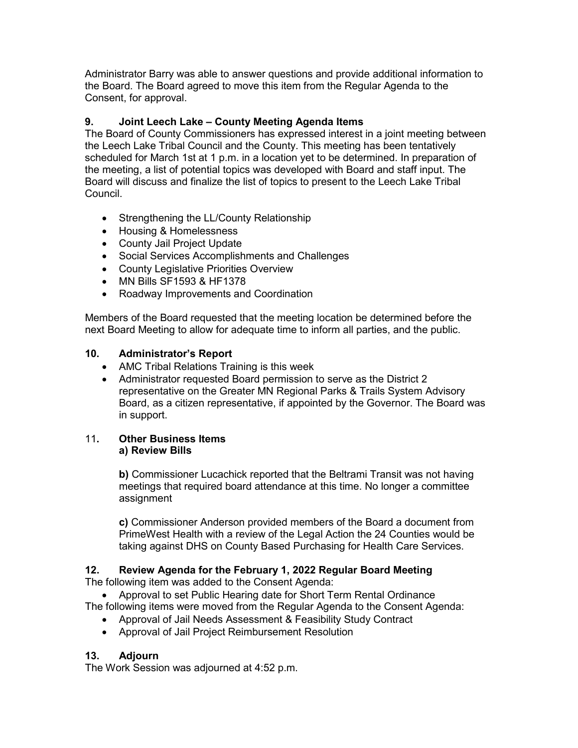Administrator Barry was able to answer questions and provide additional information to the Board. The Board agreed to move this item from the Regular Agenda to the Consent, for approval.

### 9. Joint Leech Lake – County Meeting Agenda Items

The Board of County Commissioners has expressed interest in a joint meeting between the Leech Lake Tribal Council and the County. This meeting has been tentatively scheduled for March 1st at 1 p.m. in a location yet to be determined. In preparation of the meeting, a list of potential topics was developed with Board and staff input. The Board will discuss and finalize the list of topics to present to the Leech Lake Tribal Council.

- Strengthening the LL/County Relationship
- Housing & Homelessness
- County Jail Project Update
- Social Services Accomplishments and Challenges
- County Legislative Priorities Overview
- MN Bills SF1593 & HF1378
- Roadway Improvements and Coordination

Members of the Board requested that the meeting location be determined before the next Board Meeting to allow for adequate time to inform all parties, and the public.

### 10. Administrator's Report

- AMC Tribal Relations Training is this week
- Administrator requested Board permission to serve as the District 2 representative on the Greater MN Regional Parks & Trails System Advisory Board, as a citizen representative, if appointed by the Governor. The Board was in support.

### 11. Other Business Items

**a) Review Bills**

**b)** Commissioner Lucachick reported that the Beltrami Transit was not having meetings that required board attendance at this time. No longer a committee assignment

**c)** Commissioner Anderson provided members of the Board a document from PrimeWest Health with a review of the Legal Action the 24 Counties would be taking against DHS on County Based Purchasing for Health Care Services.

### 12. Review Agenda for the February 1, 2022 Regular Board Meeting

The following item was added to the Consent Agenda:

- Approval to set Public Hearing date for Short Term Rental Ordinance

The following items were moved from the Regular Agenda to the Consent Agenda:

- Approval of Jail Needs Assessment & Feasibility Study Contract
- Approval of Jail Project Reimbursement Resolution

### 13. Adjourn

The Work Session was adjourned at 4:52 p.m.